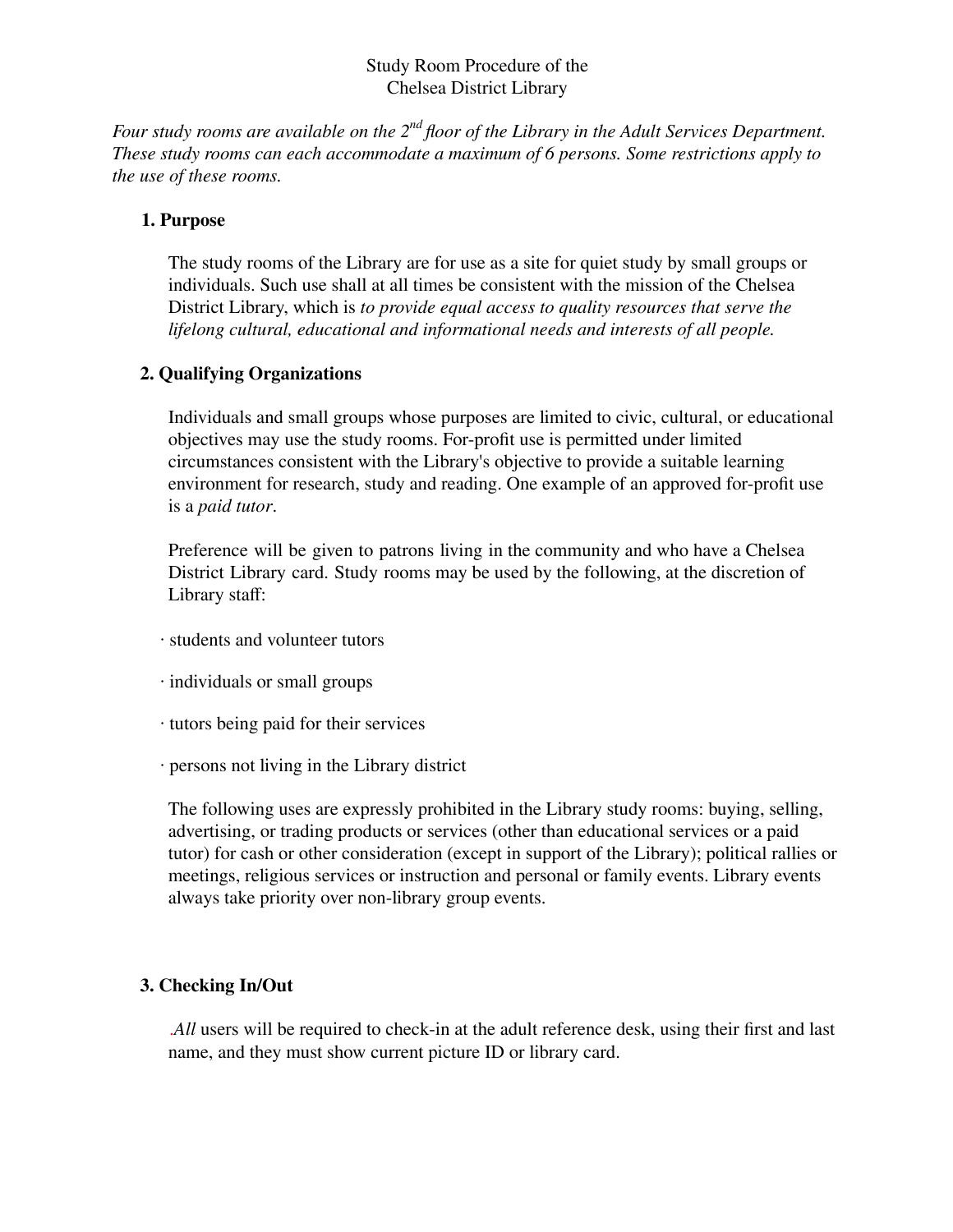# Study Room Procedure of the Chelsea District Library

*Four study rooms are available on the 2nd floor of the Library in the Adult Services Department. These study rooms can each accommodate a maximum of 6 persons. Some restrictions apply to the use of these rooms.*

## 1. Purpose

The study rooms of the Library are for use as a site for quiet study by small groups or individuals. Such use shall at all times be consistent with the mission of the Chelsea District Library, which is *to provide equal access to quality resources that serve the lifelong cultural, educational and informational needs and interests of all people.*

## 2. Qualifying Organizations

Individuals and small groups whose purposes are limited to civic, cultural, or educational objectives may use the study rooms. For-profit use is permitted under limited circumstances consistent with the Library's objective to provide a suitable learning environment for research, study and reading. One example of an approved for-profit use is a *paid tutor*.

Preference will be given to patrons living in the community and who have a Chelsea District Library card. Study rooms may be used by the following, at the discretion of Library staff:

- students and volunteer tutors
- individuals or small groups
- tutors being paid for their services
- persons not living in the Library district

The following uses are expressly prohibited in the Library study rooms: buying, selling, advertising, or trading products or services (other than educational services or a paid tutor) for cash or other consideration (except in support of the Library); political rallies or meetings, religious services or instruction and personal or family events. Library events always take priority over non-library group events.

## 3. Checking In/Out

.*All* users will be required to check-in at the adult reference desk, using their first and last name, and they must show current picture ID or library card.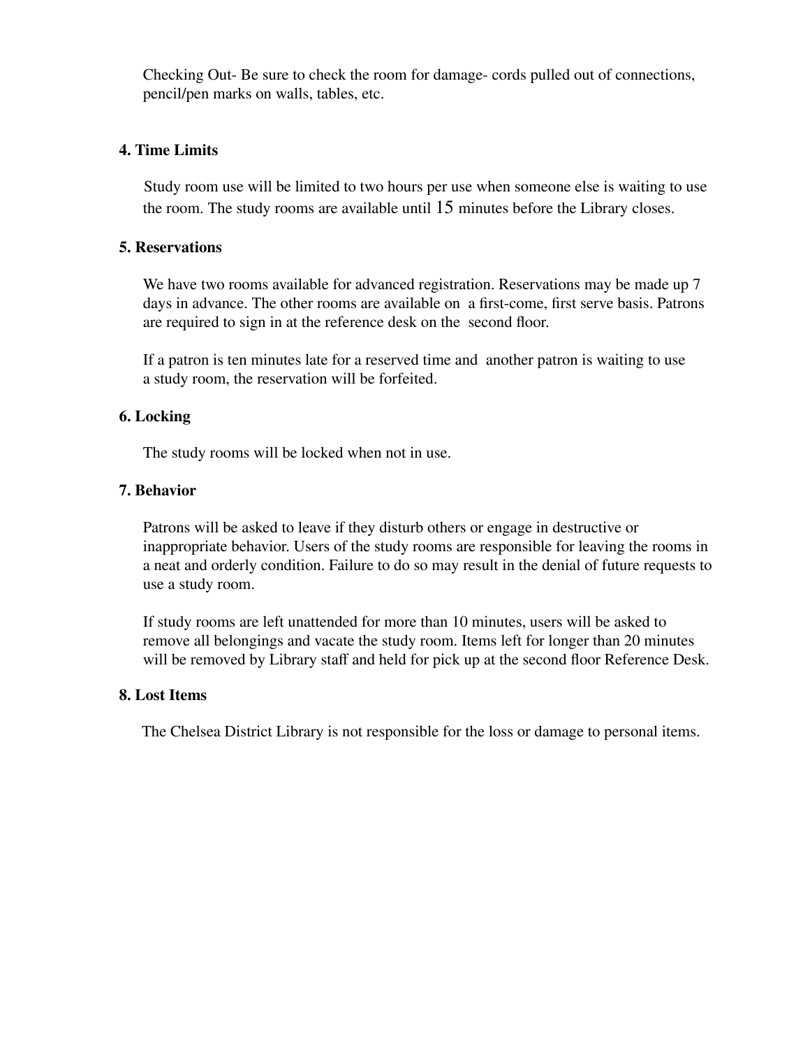Checking Out- Be sure to check the room for damage- cords pulled out of connections, pencil/pen marks on walls, tables, etc.

### 4. Time Limits

Study room use will be limited to two hours per use when someone else is waiting to use the room. The study rooms are available until 15 minutes before the Library closes.

### 5. Reservations

We have two rooms available for advanced registration. Reservations may be made up 7 days in advance. The other rooms are available on a first-come, first serve basis. Patrons are required to sign in at the reference desk on the second floor.

If a patron is ten minutes late for a reserved time and another patron is waiting to use a study room, the reservation will be forfeited.

### 6. Locking

The study rooms will be locked when not in use.

### 7. Behavior

Patrons will be asked to leave if they disturb others or engage in destructive or inappropriate behavior. Users of the study rooms are responsible for leaving the rooms in a neat and orderly condition. Failure to do so may result in the denial of future requests to use a study room.

If study rooms are left unattended for more than 10 minutes, users will be asked to remove all belongings and vacate the study room. Items left for longer than 20 minutes will be removed by Library staff and held for pick up at the second floor Reference Desk.

### 8. Lost Items

The Chelsea District Library is not responsible for the loss or damage to personal items.